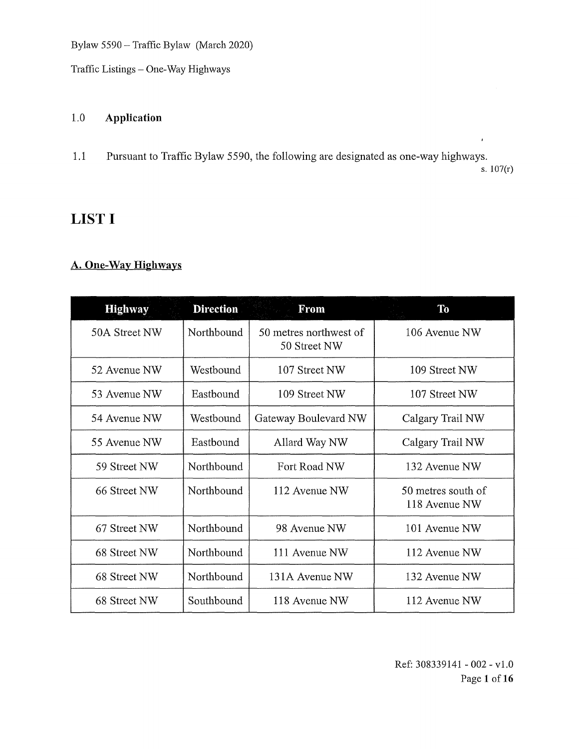## 1.0 Application

1.1 Pursuant to Traffic Bylaw 5590, the following are designated as one-way highways.

s. 107(r)

# LIST I

## A. One-Way Highways

| Highway | Direction | From | To |
|---|---|---|---|
| 50A Street NW | Northbound | 50 metres northwest of 50 Street NW | 106 Avenue NW |
| 52 Avenue NW | Westbound | 107 Street NW | 109 Street NW |
| 53 Avenue NW | Eastbound | 109 Street NW | 107 Street NW |
| 54 Avenue NW | Westbound | Gateway Boulevard NW | Calgary Trail NW |
| 55 Avenue NW | Eastbound | Allard Way NW | Calgary Trail NW |
| 59 Street NW | Northbound | Fort Road NW | 132 Avenue NW |
| 66 Street NW | Northbound | 112 Avenue NW | 50 metres south of 118 Avenue NW |
| 67 Street NW | Northbound | 98 Avenue NW | 101 Avenue NW |
| 68 Street NW | Northbound | 111 Avenue NW | 112 Avenue NW |
| 68 Street NW | Northbound | 131A Avenue NW | 132 Avenue NW |
| 68 Street NW | Southbound | 118 Avenue NW | 112 Avenue NW |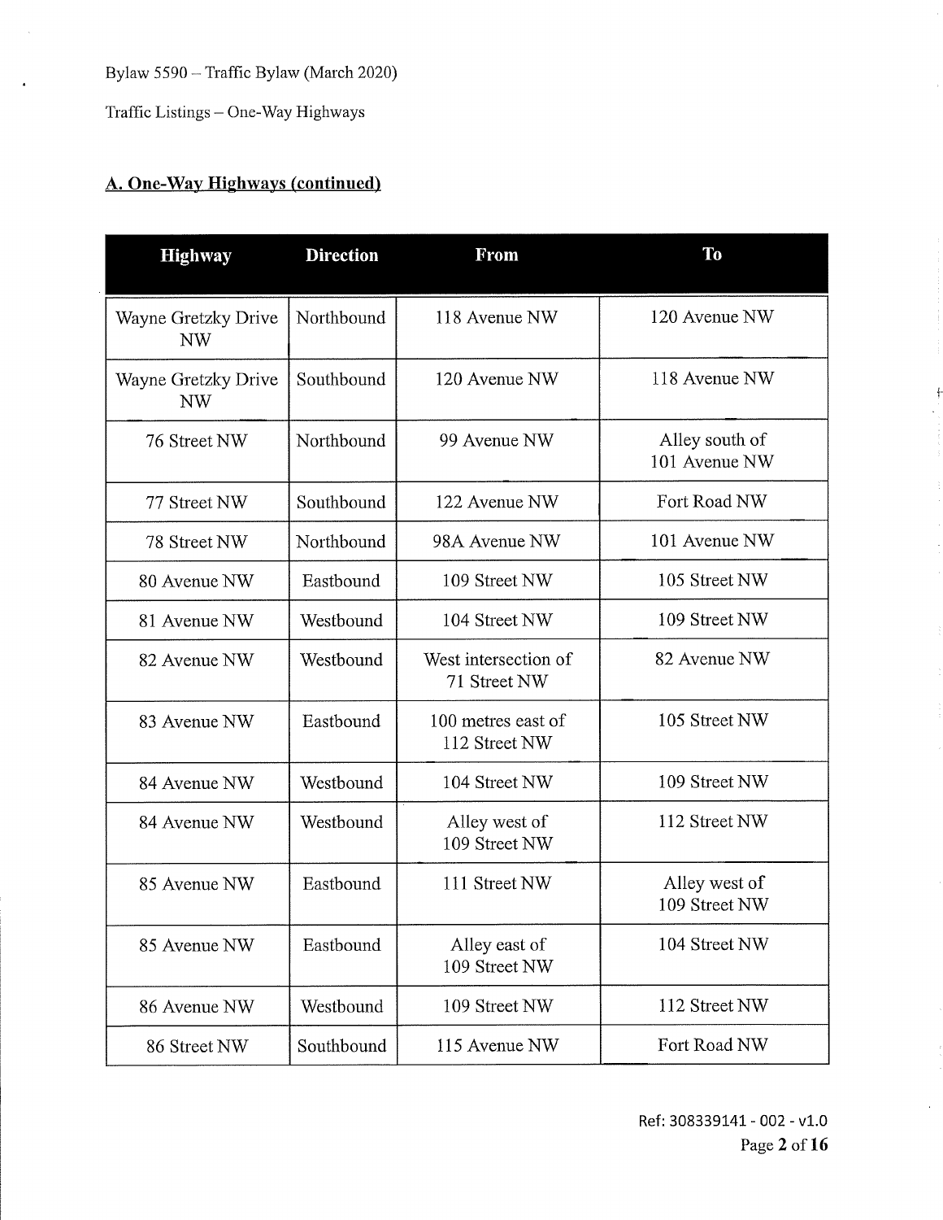Bylaw 5590 – Traffic Bylaw (March 2020)

Traffic Listings – One-Way Highways

## A. One-Way Highways (continued)

| Highway | Direction | From | To |
|---|---|---|---|
| Wayne Gretzky Drive NW | Northbound | 118 Avenue NW | 120 Avenue NW |
| Wayne Gretzky Drive NW | Southbound | 120 Avenue NW | 118 Avenue NW |
| 76 Street NW | Northbound | 99 Avenue NW | Alley south of 101 Avenue NW |
| 77 Street NW | Southbound | 122 Avenue NW | Fort Road NW |
| 78 Street NW | Northbound | 98A Avenue NW | 101 Avenue NW |
| 80 Avenue NW | Eastbound | 109 Street NW | 105 Street NW |
| 81 Avenue NW | Westbound | 104 Street NW | 109 Street NW |
| 82 Avenue NW | Westbound | West intersection of 71 Street NW | 82 Avenue NW |
| 83 Avenue NW | Eastbound | 100 metres east of 112 Street NW | 105 Street NW |
| 84 Avenue NW | Westbound | 104 Street NW | 109 Street NW |
| 84 Avenue NW | Westbound | Alley west of 109 Street NW | 112 Street NW |
| 85 Avenue NW | Eastbound | 111 Street NW | Alley west of 109 Street NW |
| 85 Avenue NW | Eastbound | Alley east of 109 Street NW | 104 Street NW |
| 86 Avenue NW | Westbound | 109 Street NW | 112 Street NW |
| 86 Street NW | Southbound | 115 Avenue NW | Fort Road NW |

Ref: 308339141 - 002 - v1.0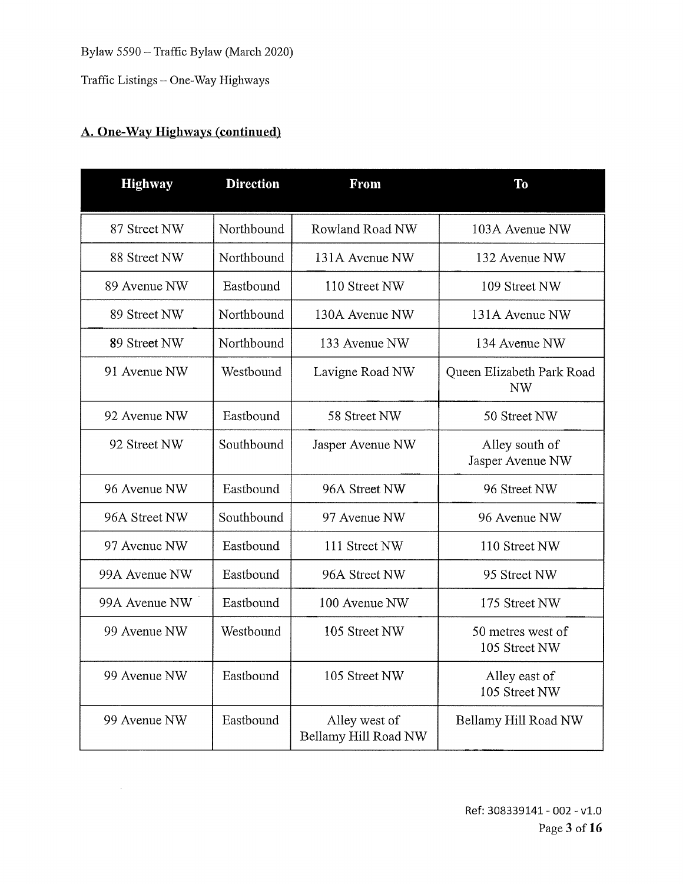## A. One-Way Highways (continued)

| Highway | Direction | From | To |
|---|---|---|---|
| 87 Street NW | Northbound | Rowland Road NW | 103A Avenue NW |
| 88 Street NW | Northbound | 131A Avenue NW | 132 Avenue NW |
| 89 Avenue NW | Eastbound | 110 Street NW | 109 Street NW |
| 89 Street NW | Northbound | 130A Avenue NW | 131A Avenue NW |
| 89 Street NW | Northbound | 133 Avenue NW | 134 Avenue NW |
| 91 Avenue NW | Westbound | Lavigne Road NW | Queen Elizabeth Park Road NW |
| 92 Avenue NW | Eastbound | 58 Street NW | 50 Street NW |
| 92 Street NW | Southbound | Jasper Avenue NW | Alley south of Jasper Avenue NW |
| 96 Avenue NW | Eastbound | 96A Street NW | 96 Street NW |
| 96A Street NW | Southbound | 97 Avenue NW | 96 Avenue NW |
| 97 Avenue NW | Eastbound | 111 Street NW | 110 Street NW |
| 99A Avenue NW | Eastbound | 96A Street NW | 95 Street NW |
| 99A Avenue NW | Eastbound | 100 Avenue NW | 175 Street NW |
| 99 Avenue NW | Westbound | 105 Street NW | 50 metres west of 105 Street NW |
| 99 Avenue NW | Eastbound | 105 Street NW | Alley east of 105 Street NW |
| 99 Avenue NW | Eastbound | Alley west of Bellamy Hill Road NW | Bellamy Hill Road NW |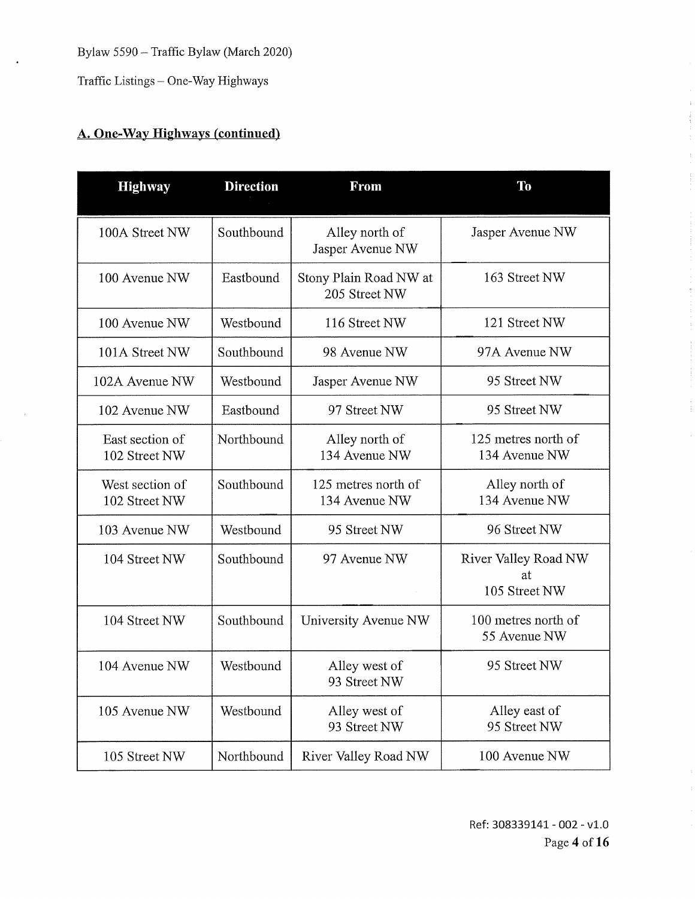## A. One-Way Highways (continued)

| Highway | Direction | From | To |
|---|---|---|---|
| 100A Street NW | Southbound | Alley north of Jasper Avenue NW | Jasper Avenue NW |
| 100 Avenue NW | Eastbound | Stony Plain Road NW at 205 Street NW | 163 Street NW |
| 100 Avenue NW | Westbound | 116 Street NW | 121 Street NW |
| 101A Street NW | Southbound | 98 Avenue NW | 97A Avenue NW |
| 102A Avenue NW | Westbound | Jasper Avenue NW | 95 Street NW |
| 102 Avenue NW | Eastbound | 97 Street NW | 95 Street NW |
| East section of 102 Street NW | Northbound | Alley north of 134 Avenue NW | 125 metres north of 134 Avenue NW |
| West section of 102 Street NW | Southbound | 125 metres north of 134 Avenue NW | Alley north of 134 Avenue NW |
| 103 Avenue NW | Westbound | 95 Street NW | 96 Street NW |
| 104 Street NW | Southbound | 97 Avenue NW | River Valley Road NW at 105 Street NW |
| 104 Street NW | Southbound | University Avenue NW | 100 metres north of 55 Avenue NW |
| 104 Avenue NW | Westbound | Alley west of 93 Street NW | 95 Street NW |
| 105 Avenue NW | Westbound | Alley west of 93 Street NW | Alley east of 95 Street NW |
| 105 Street NW | Northbound | River Valley Road NW | 100 Avenue NW |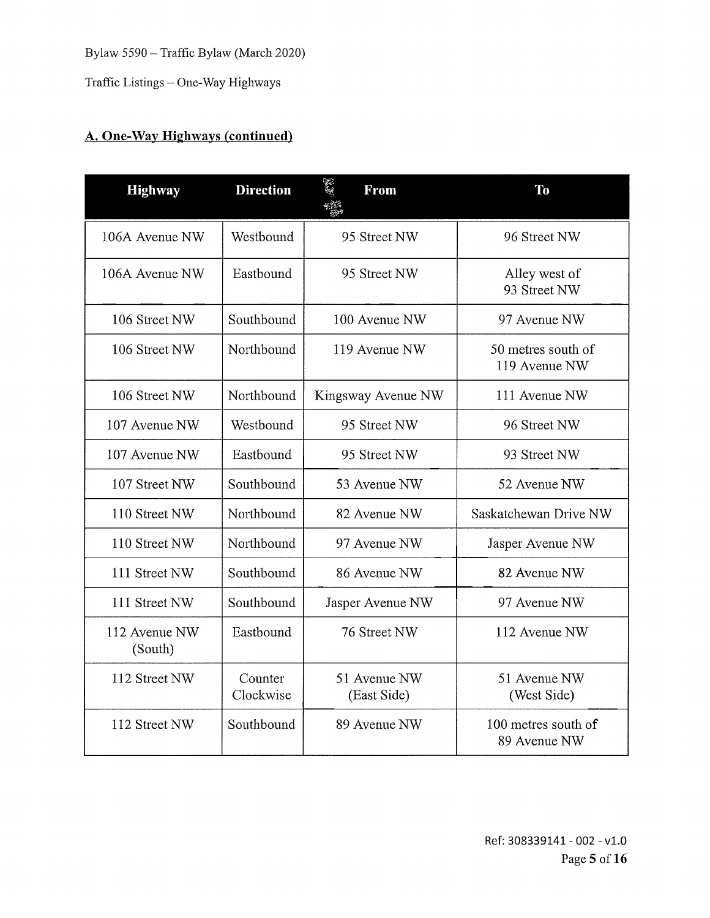## A. One-Way Highways (continued)

| Highway | Direction | From | To |
|---|---|---|---|
| 106A Avenue NW | Westbound | 95 Street NW | 96 Street NW |
| 106A Avenue NW | Eastbound | 95 Street NW | Alley west of 93 Street NW |
| 106 Street NW | Southbound | 100 Avenue NW | 97 Avenue NW |
| 106 Street NW | Northbound | 119 Avenue NW | 50 metres south of 119 Avenue NW |
| 106 Street NW | Northbound | Kingsway Avenue NW | 111 Avenue NW |
| 107 Avenue NW | Westbound | 95 Street NW | 96 Street NW |
| 107 Avenue NW | Eastbound | 95 Street NW | 93 Street NW |
| 107 Street NW | Southbound | 53 Avenue NW | 52 Avenue NW |
| 110 Street NW | Northbound | 82 Avenue NW | Saskatchewan Drive NW |
| 110 Street NW | Northbound | 97 Avenue NW | Jasper Avenue NW |
| 111 Street NW | Southbound | 86 Avenue NW | 82 Avenue NW |
| 111 Street NW | Southbound | Jasper Avenue NW | 97 Avenue NW |
| 112 Avenue NW (South) | Eastbound | 76 Street NW | 112 Avenue NW |
| 112 Street NW | Counter Clockwise | 51 Avenue NW (East Side) | 51 Avenue NW (West Side) |
| 112 Street NW | Southbound | 89 Avenue NW | 100 metres south of 89 Avenue NW |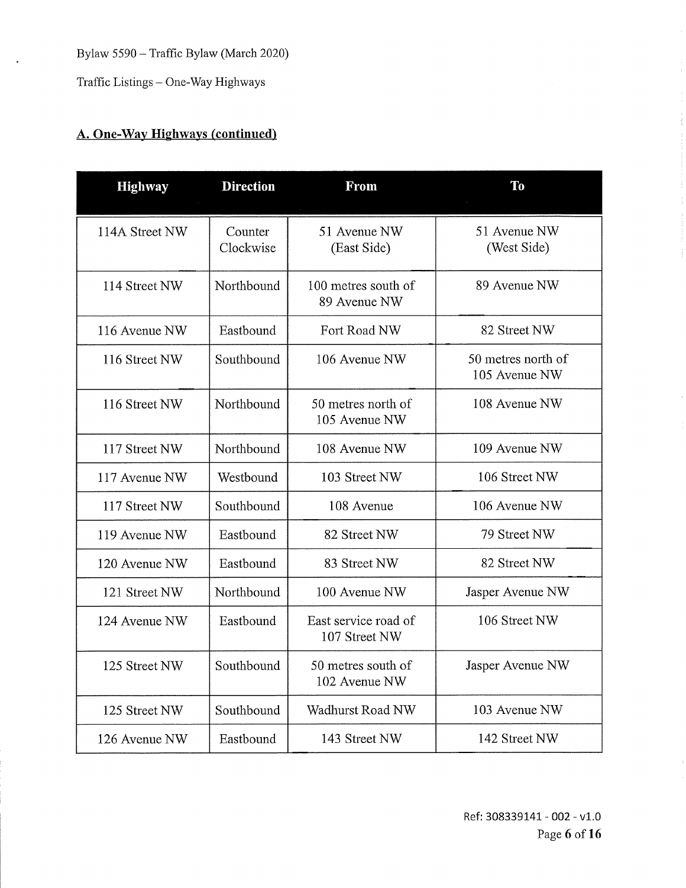## A. One-Way Highways (continued)

| Highway | Direction | From | To |
|---|---|---|---|
| 114A Street NW | Counter Clockwise | 51 Avenue NW (East Side) | 51 Avenue NW (West Side) |
| 114 Street NW | Northbound | 100 metres south of 89 Avenue NW | 89 Avenue NW |
| 116 Avenue NW | Eastbound | Fort Road NW | 82 Street NW |
| 116 Street NW | Southbound | 106 Avenue NW | 50 metres north of 105 Avenue NW |
| 116 Street NW | Northbound | 50 metres north of 105 Avenue NW | 108 Avenue NW |
| 117 Street NW | Northbound | 108 Avenue NW | 109 Avenue NW |
| 117 Avenue NW | Westbound | 103 Street NW | 106 Street NW |
| 117 Street NW | Southbound | 108 Avenue | 106 Avenue NW |
| 119 Avenue NW | Eastbound | 82 Street NW | 79 Street NW |
| 120 Avenue NW | Eastbound | 83 Street NW | 82 Street NW |
| 121 Street NW | Northbound | 100 Avenue NW | Jasper Avenue NW |
| 124 Avenue NW | Eastbound | East service road of 107 Street NW | 106 Street NW |
| 125 Street NW | Southbound | 50 metres south of 102 Avenue NW | Jasper Avenue NW |
| 125 Street NW | Southbound | Wadhurst Road NW | 103 Avenue NW |
| 126 Avenue NW | Eastbound | 143 Street NW | 142 Street NW |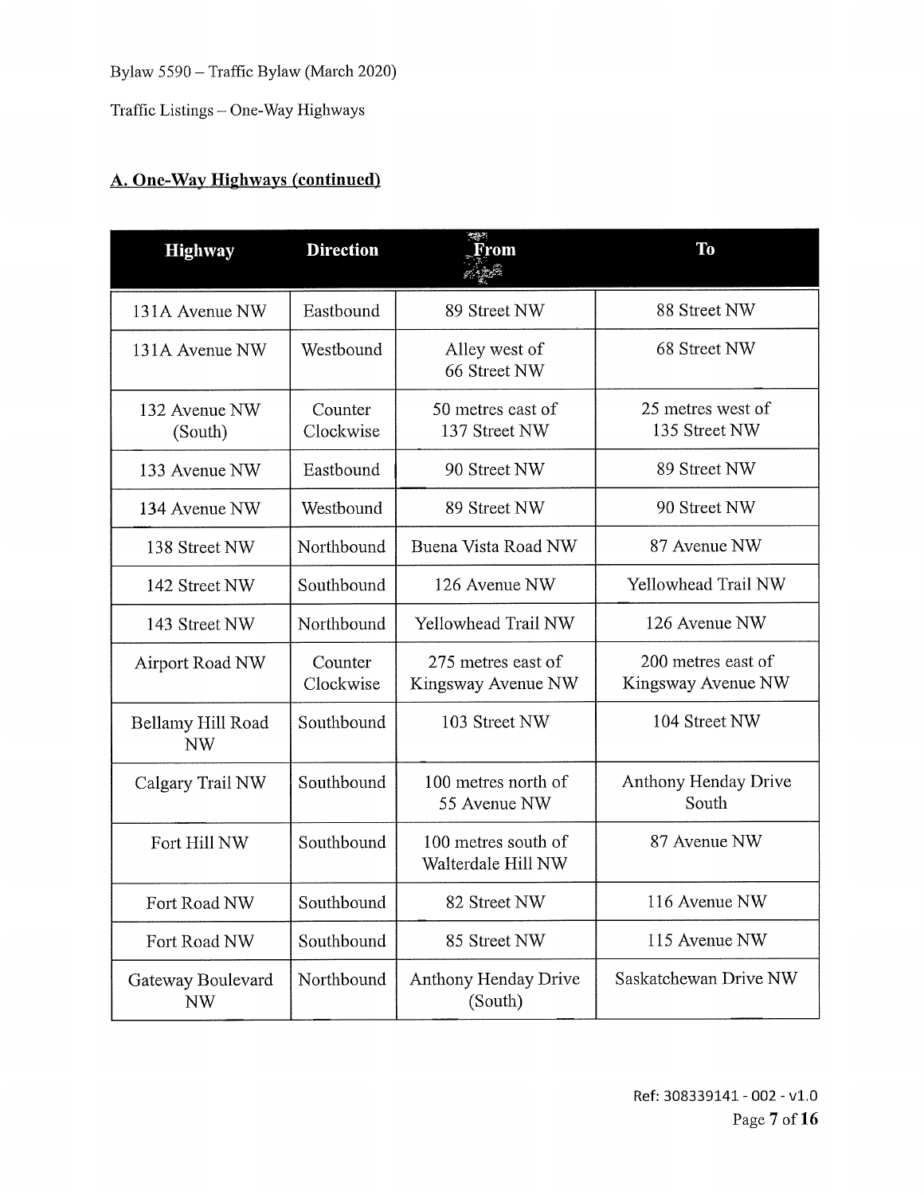## A. One-Way Highways (continued)

| Highway | Direction | From | To |
|---|---|---|---|
| 131A Avenue NW | Eastbound | 89 Street NW | 88 Street NW |
| 131A Avenue NW | Westbound | Alley west of 66 Street NW | 68 Street NW |
| 132 Avenue NW (South) | Counter Clockwise | 50 metres east of 137 Street NW | 25 metres west of 135 Street NW |
| 133 Avenue NW | Eastbound | 90 Street NW | 89 Street NW |
| 134 Avenue NW | Westbound | 89 Street NW | 90 Street NW |
| 138 Street NW | Northbound | Buena Vista Road NW | 87 Avenue NW |
| 142 Street NW | Southbound | 126 Avenue NW | Yellowhead Trail NW |
| 143 Street NW | Northbound | Yellowhead Trail NW | 126 Avenue NW |
| Airport Road NW | Counter Clockwise | 275 metres east of Kingsway Avenue NW | 200 metres east of Kingsway Avenue NW |
| Bellamy Hill Road NW | Southbound | 103 Street NW | 104 Street NW |
| Calgary Trail NW | Southbound | 100 metres north of 55 Avenue NW | Anthony Henday Drive South |
| Fort Hill NW | Southbound | 100 metres south of Walterdale Hill NW | 87 Avenue NW |
| Fort Road NW | Southbound | 82 Street NW | 116 Avenue NW |
| Fort Road NW | Southbound | 85 Street NW | 115 Avenue NW |
| Gateway Boulevard NW | Northbound | Anthony Henday Drive (South) | Saskatchewan Drive NW |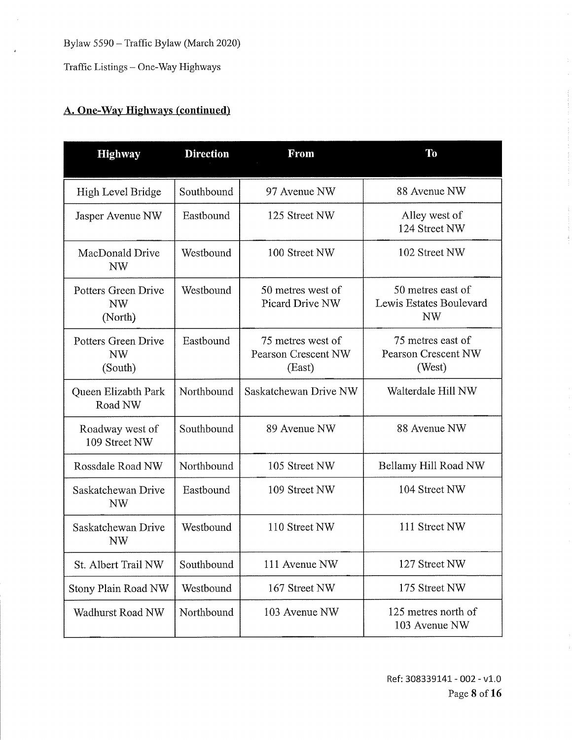## A. One-Way Highways (continued)

| Highway | Direction | From | To |
|---|---|---|---|
| High Level Bridge | Southbound | 97 Avenue NW | 88 Avenue NW |
| Jasper Avenue NW | Eastbound | 125 Street NW | Alley west of 124 Street NW |
| MacDonald Drive NW | Westbound | 100 Street NW | 102 Street NW |
| Potters Green Drive NW (North) | Westbound | 50 metres west of Picard Drive NW | 50 metres east of Lewis Estates Boulevard NW |
| Potters Green Drive NW (South) | Eastbound | 75 metres west of Pearson Crescent NW (East) | 75 metres east of Pearson Crescent NW (West) |
| Queen Elizabth Park Road NW | Northbound | Saskatchewan Drive NW | Walterdale Hill NW |
| Roadway west of 109 Street NW | Southbound | 89 Avenue NW | 88 Avenue NW |
| Rossdale Road NW | Northbound | 105 Street NW | Bellamy Hill Road NW |
| Saskatchewan Drive NW | Eastbound | 109 Street NW | 104 Street NW |
| Saskatchewan Drive NW | Westbound | 110 Street NW | 111 Street NW |
| St. Albert Trail NW | Southbound | 111 Avenue NW | 127 Street NW |
| Stony Plain Road NW | Westbound | 167 Street NW | 175 Street NW |
| Wadhurst Road NW | Northbound | 103 Avenue NW | 125 metres north of 103 Avenue NW |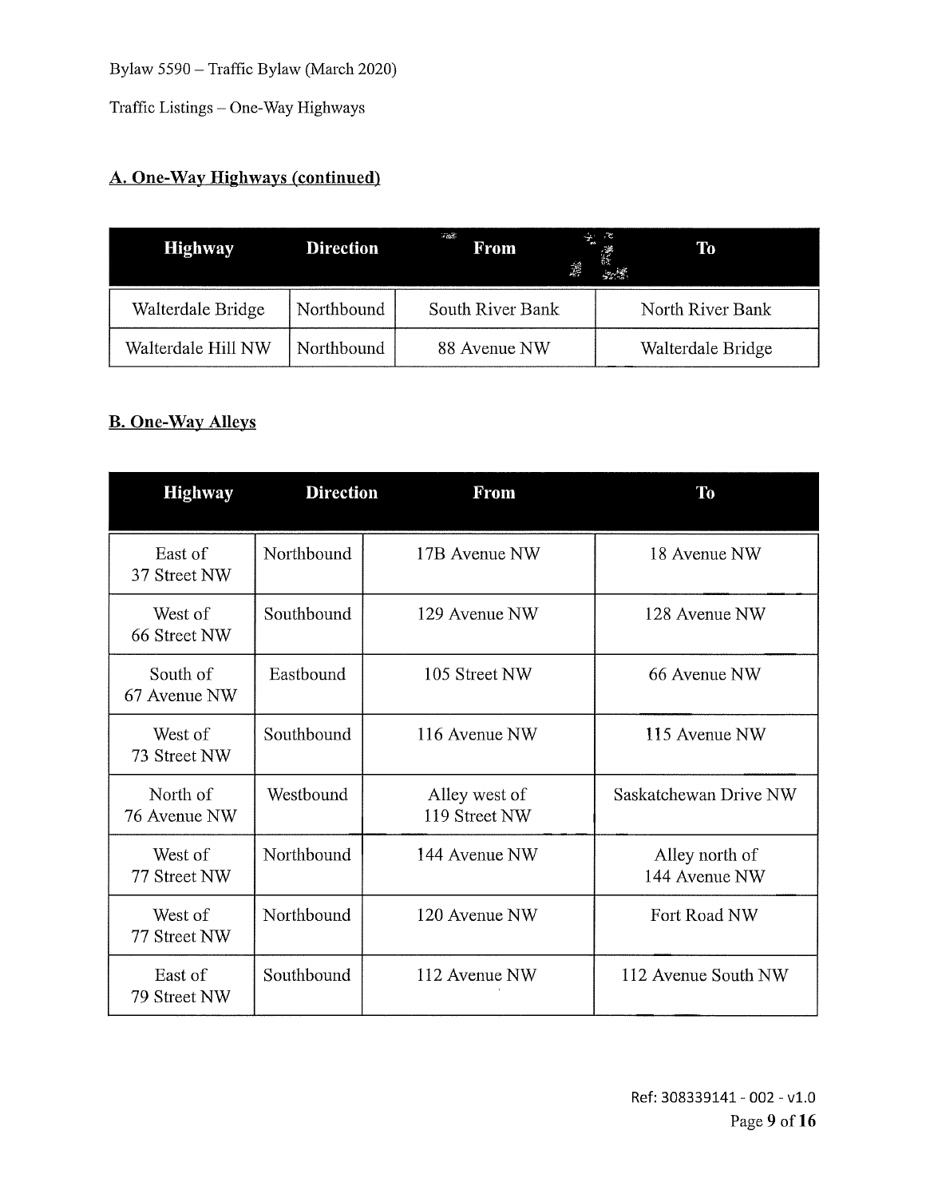## A. One-Way Highways (continued)

| Highway | Direction | From | To |
|---|---|---|---|
| Walterdale Bridge | Northbound | South River Bank | North River Bank |
| Walterdale Hill NW | Northbound | 88 Avenue NW | Walterdale Bridge |

## B. One-Way Alleys

| Highway | Direction | From | To |
|---|---|---|---|
| East of 37 Street NW | Northbound | 17B Avenue NW | 18 Avenue NW |
| West of 66 Street NW | Southbound | 129 Avenue NW | 128 Avenue NW |
| South of 67 Avenue NW | Eastbound | 105 Street NW | 66 Avenue NW |
| West of 73 Street NW | Southbound | 116 Avenue NW | 115 Avenue NW |
| North of 76 Avenue NW | Westbound | Alley west of 119 Street NW | Saskatchewan Drive NW |
| West of 77 Street NW | Northbound | 144 Avenue NW | Alley north of 144 Avenue NW |
| West of 77 Street NW | Northbound | 120 Avenue NW | Fort Road NW |
| East of 79 Street NW | Southbound | 112 Avenue NW | 112 Avenue South NW |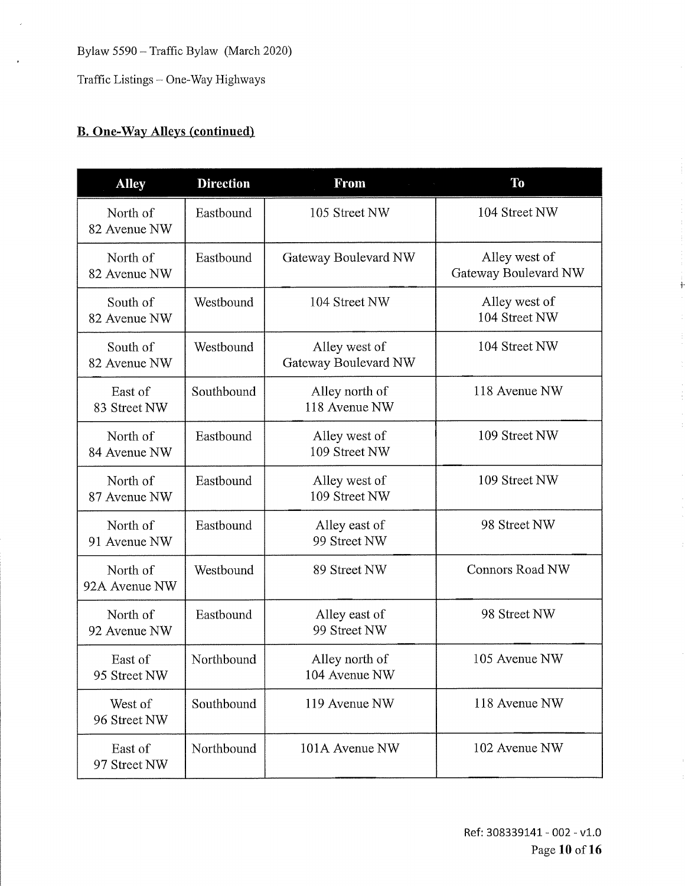## B. One-Way Alleys (continued)

| Alley | Direction | From | To |
| --- | --- | --- | --- |
| North of 82 Avenue NW | Eastbound | 105 Street NW | 104 Street NW |
| North of 82 Avenue NW | Eastbound | Gateway Boulevard NW | Alley west of Gateway Boulevard NW |
| South of 82 Avenue NW | Westbound | 104 Street NW | Alley west of 104 Street NW |
| South of 82 Avenue NW | Westbound | Alley west of Gateway Boulevard NW | 104 Street NW |
| East of 83 Street NW | Southbound | Alley north of 118 Avenue NW | 118 Avenue NW |
| North of 84 Avenue NW | Eastbound | Alley west of 109 Street NW | 109 Street NW |
| North of 87 Avenue NW | Eastbound | Alley west of 109 Street NW | 109 Street NW |
| North of 91 Avenue NW | Eastbound | Alley east of 99 Street NW | 98 Street NW |
| North of 92A Avenue NW | Westbound | 89 Street NW | Connors Road NW |
| North of 92 Avenue NW | Eastbound | Alley east of 99 Street NW | 98 Street NW |
| East of 95 Street NW | Northbound | Alley north of 104 Avenue NW | 105 Avenue NW |
| West of 96 Street NW | Southbound | 119 Avenue NW | 118 Avenue NW |
| East of 97 Street NW | Northbound | 101A Avenue NW | 102 Avenue NW |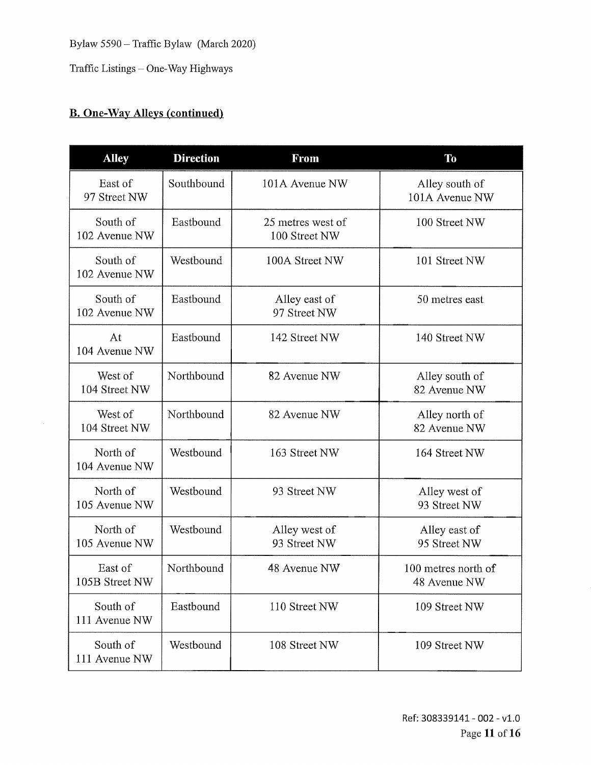## B. One-Way Alleys (continued)

| Alley | Direction | From | To |
|---|---|---|---|
| East of 97 Street NW | Southbound | 101A Avenue NW | Alley south of 101A Avenue NW |
| South of 102 Avenue NW | Eastbound | 25 metres west of 100 Street NW | 100 Street NW |
| South of 102 Avenue NW | Westbound | 100A Street NW | 101 Street NW |
| South of 102 Avenue NW | Eastbound | Alley east of 97 Street NW | 50 metres east |
| At 104 Avenue NW | Eastbound | 142 Street NW | 140 Street NW |
| West of 104 Street NW | Northbound | 82 Avenue NW | Alley south of 82 Avenue NW |
| West of 104 Street NW | Northbound | 82 Avenue NW | Alley north of 82 Avenue NW |
| North of 104 Avenue NW | Westbound | 163 Street NW | 164 Street NW |
| North of 105 Avenue NW | Westbound | 93 Street NW | Alley west of 93 Street NW |
| North of 105 Avenue NW | Westbound | Alley west of 93 Street NW | Alley east of 95 Street NW |
| East of 105B Street NW | Northbound | 48 Avenue NW | 100 metres north of 48 Avenue NW |
| South of 111 Avenue NW | Eastbound | 110 Street NW | 109 Street NW |
| South of 111 Avenue NW | Westbound | 108 Street NW | 109 Street NW |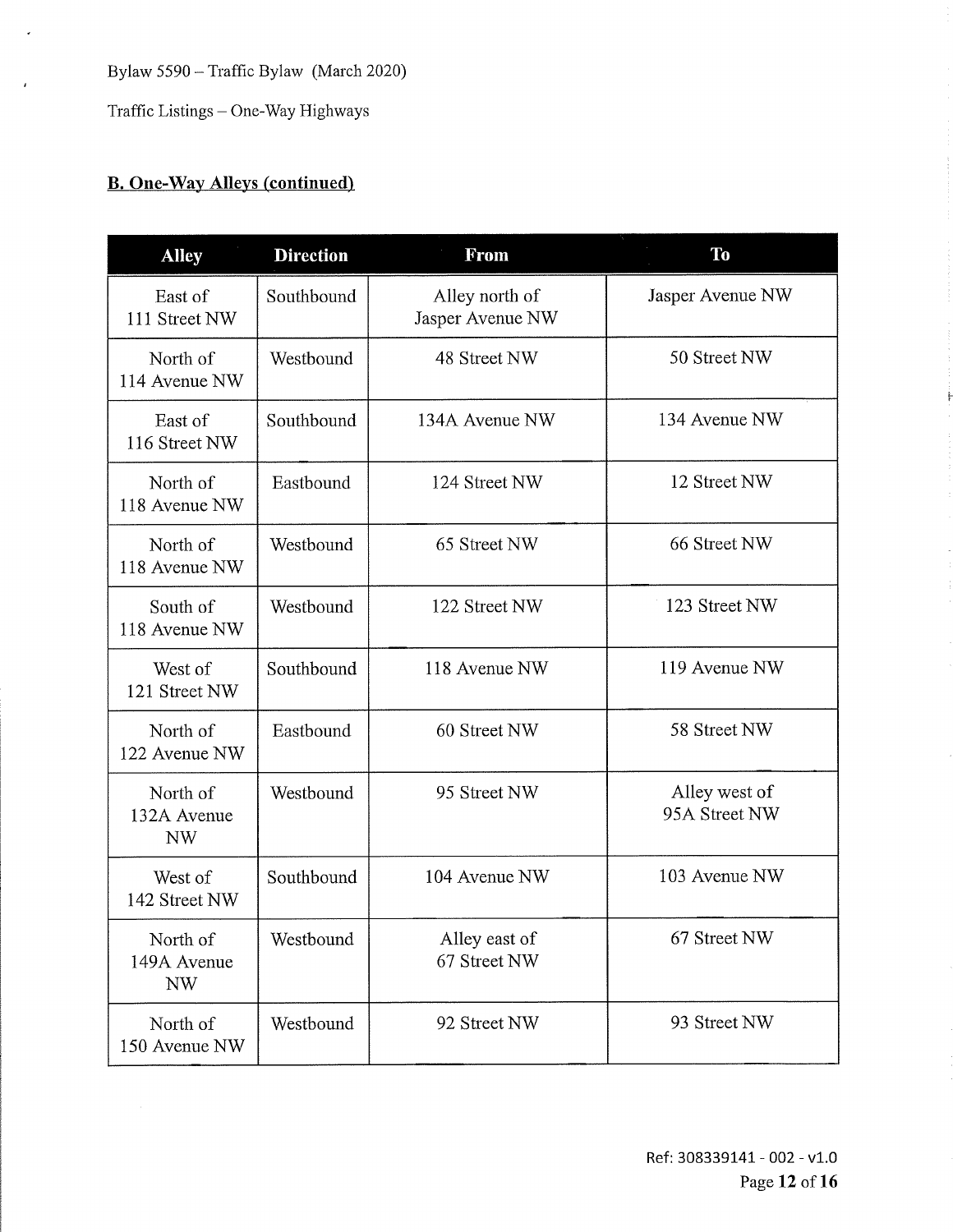## B. One-Way Alleys (continued)

| Alley | Direction | From | To |
|---|---|---|---|
| East of 111 Street NW | Southbound | Alley north of Jasper Avenue NW | Jasper Avenue NW |
| North of 114 Avenue NW | Westbound | 48 Street NW | 50 Street NW |
| East of 116 Street NW | Southbound | 134A Avenue NW | 134 Avenue NW |
| North of 118 Avenue NW | Eastbound | 124 Street NW | 12 Street NW |
| North of 118 Avenue NW | Westbound | 65 Street NW | 66 Street NW |
| South of 118 Avenue NW | Westbound | 122 Street NW | 123 Street NW |
| West of 121 Street NW | Southbound | 118 Avenue NW | 119 Avenue NW |
| North of 122 Avenue NW | Eastbound | 60 Street NW | 58 Street NW |
| North of 132A Avenue NW | Westbound | 95 Street NW | Alley west of 95A Street NW |
| West of 142 Street NW | Southbound | 104 Avenue NW | 103 Avenue NW |
| North of 149A Avenue NW | Westbound | Alley east of 67 Street NW | 67 Street NW |
| North of 150 Avenue NW | Westbound | 92 Street NW | 93 Street NW |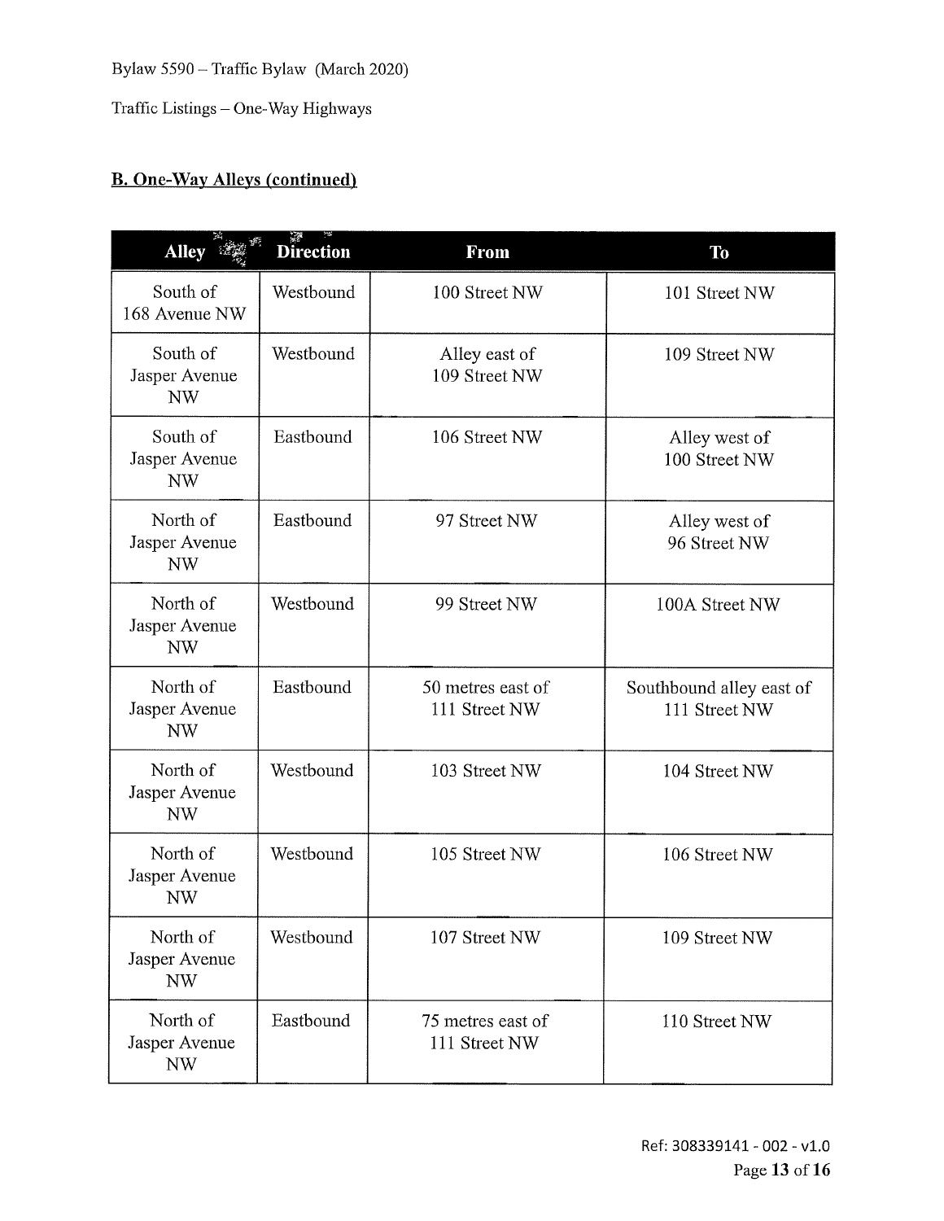## B. One-Way Alleys (continued)

| Alley | Direction | From | To |
|---|---|---|---|
| South of 168 Avenue NW | Westbound | 100 Street NW | 101 Street NW |
| South of Jasper Avenue NW | Westbound | Alley east of 109 Street NW | 109 Street NW |
| South of Jasper Avenue NW | Eastbound | 106 Street NW | Alley west of 100 Street NW |
| North of Jasper Avenue NW | Eastbound | 97 Street NW | Alley west of 96 Street NW |
| North of Jasper Avenue NW | Westbound | 99 Street NW | 100A Street NW |
| North of Jasper Avenue NW | Eastbound | 50 metres east of 111 Street NW | Southbound alley east of 111 Street NW |
| North of Jasper Avenue NW | Westbound | 103 Street NW | 104 Street NW |
| North of Jasper Avenue NW | Westbound | 105 Street NW | 106 Street NW |
| North of Jasper Avenue NW | Westbound | 107 Street NW | 109 Street NW |
| North of Jasper Avenue NW | Eastbound | 75 metres east of 111 Street NW | 110 Street NW |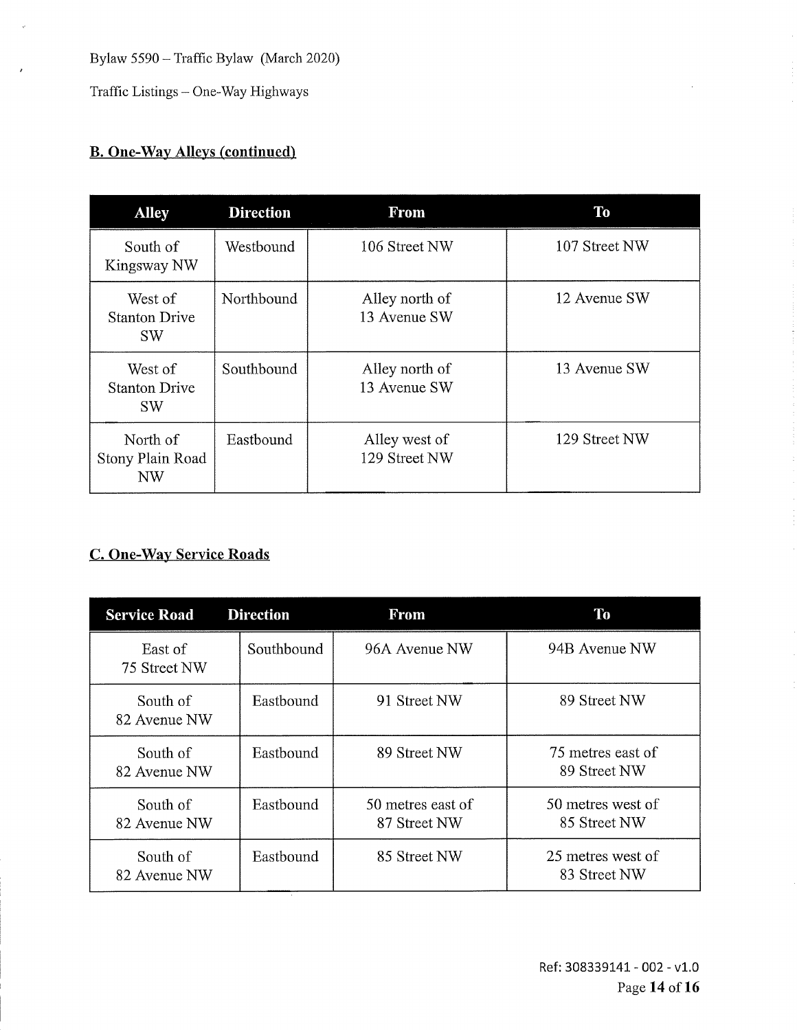## B. One-Way Alleys (continued)

| Alley | Direction | From | To |
|---|---|---|---|
| South of Kingsway NW | Westbound | 106 Street NW | 107 Street NW |
| West of Stanton Drive SW | Northbound | Alley north of 13 Avenue SW | 12 Avenue SW |
| West of Stanton Drive SW | Southbound | Alley north of 13 Avenue SW | 13 Avenue SW |
| North of Stony Plain Road NW | Eastbound | Alley west of 129 Street NW | 129 Street NW |

## C. One-Way Service Roads

| Service Road | Direction | From | To |
|---|---|---|---|
| East of 75 Street NW | Southbound | 96A Avenue NW | 94B Avenue NW |
| South of 82 Avenue NW | Eastbound | 91 Street NW | 89 Street NW |
| South of 82 Avenue NW | Eastbound | 89 Street NW | 75 metres east of 89 Street NW |
| South of 82 Avenue NW | Eastbound | 50 metres east of 87 Street NW | 50 metres west of 85 Street NW |
| South of 82 Avenue NW | Eastbound | 85 Street NW | 25 metres west of 83 Street NW |

Ref: 308339141 - 002 - v1.0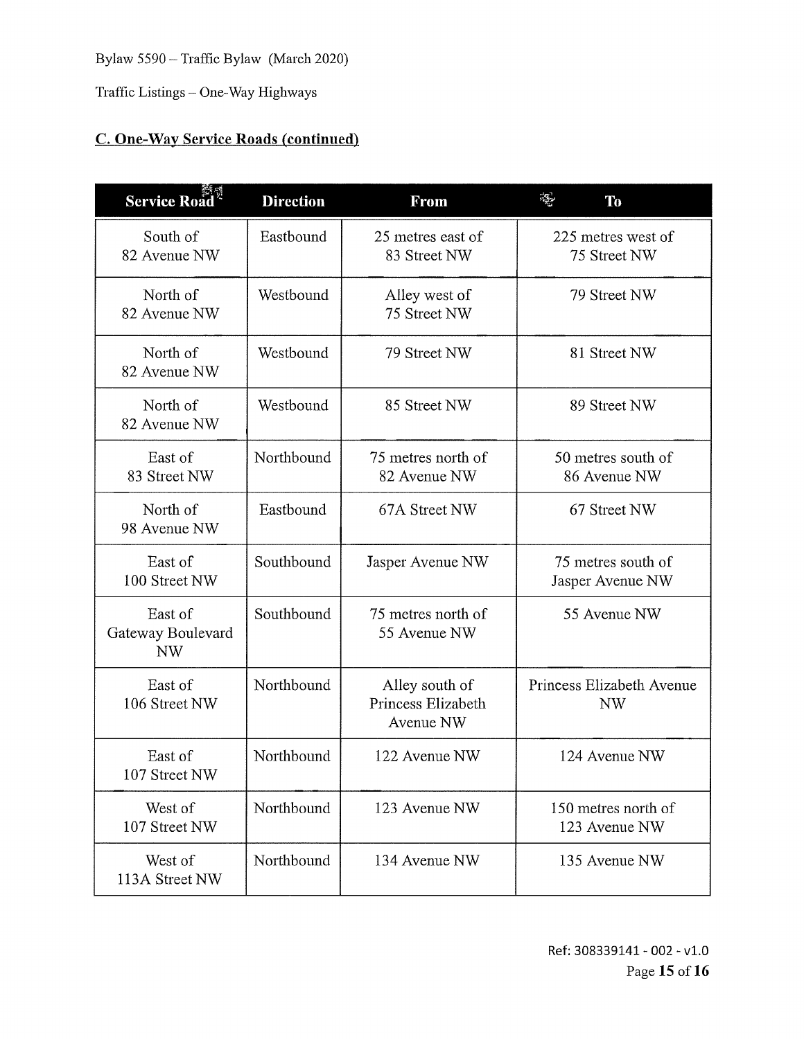Bylaw 5590 – Traffic Bylaw (March 2020)

Traffic Listings – One-Way Highways

## C. One-Way Service Roads (continued)

| Service Road | Direction | From | To |
|---|---|---|---|
| South of 82 Avenue NW | Eastbound | 25 metres east of 83 Street NW | 225 metres west of 75 Street NW |
| North of 82 Avenue NW | Westbound | Alley west of 75 Street NW | 79 Street NW |
| North of 82 Avenue NW | Westbound | 79 Street NW | 81 Street NW |
| North of 82 Avenue NW | Westbound | 85 Street NW | 89 Street NW |
| East of 83 Street NW | Northbound | 75 metres north of 82 Avenue NW | 50 metres south of 86 Avenue NW |
| North of 98 Avenue NW | Eastbound | 67A Street NW | 67 Street NW |
| East of 100 Street NW | Southbound | Jasper Avenue NW | 75 metres south of Jasper Avenue NW |
| East of Gateway Boulevard NW | Southbound | 75 metres north of 55 Avenue NW | 55 Avenue NW |
| East of 106 Street NW | Northbound | Alley south of Princess Elizabeth Avenue NW | Princess Elizabeth Avenue NW |
| East of 107 Street NW | Northbound | 122 Avenue NW | 124 Avenue NW |
| West of 107 Street NW | Northbound | 123 Avenue NW | 150 metres north of 123 Avenue NW |
| West of 113A Street NW | Northbound | 134 Avenue NW | 135 Avenue NW |

Ref: 308339141 - 002 - v1.0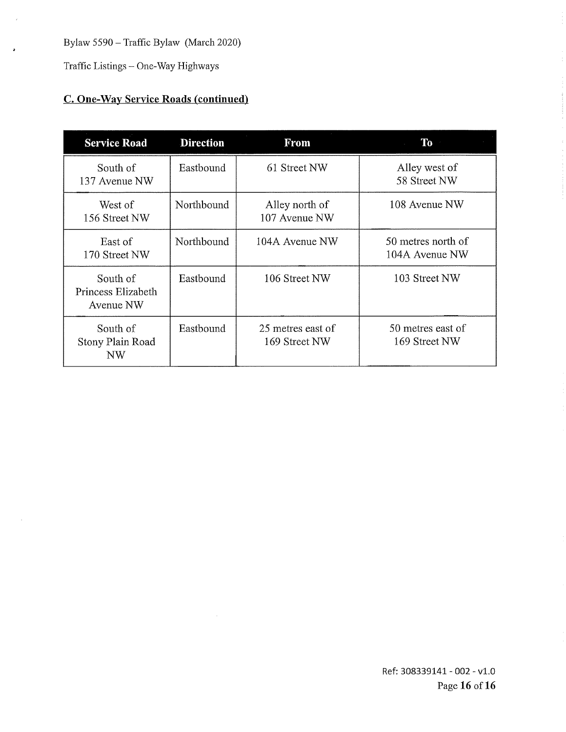## C. One-Way Service Roads (continued)

| Service Road | Direction | From | To |
| --- | --- | --- | --- |
| South of 137 Avenue NW | Eastbound | 61 Street NW | Alley west of 58 Street NW |
| West of 156 Street NW | Northbound | Alley north of 107 Avenue NW | 108 Avenue NW |
| East of 170 Street NW | Northbound | 104A Avenue NW | 50 metres north of 104A Avenue NW |
| South of Princess Elizabeth Avenue NW | Eastbound | 106 Street NW | 103 Street NW |
| South of Stony Plain Road NW | Eastbound | 25 metres east of 169 Street NW | 50 metres east of 169 Street NW |

Ref: 308339141 - 002 - v1.0